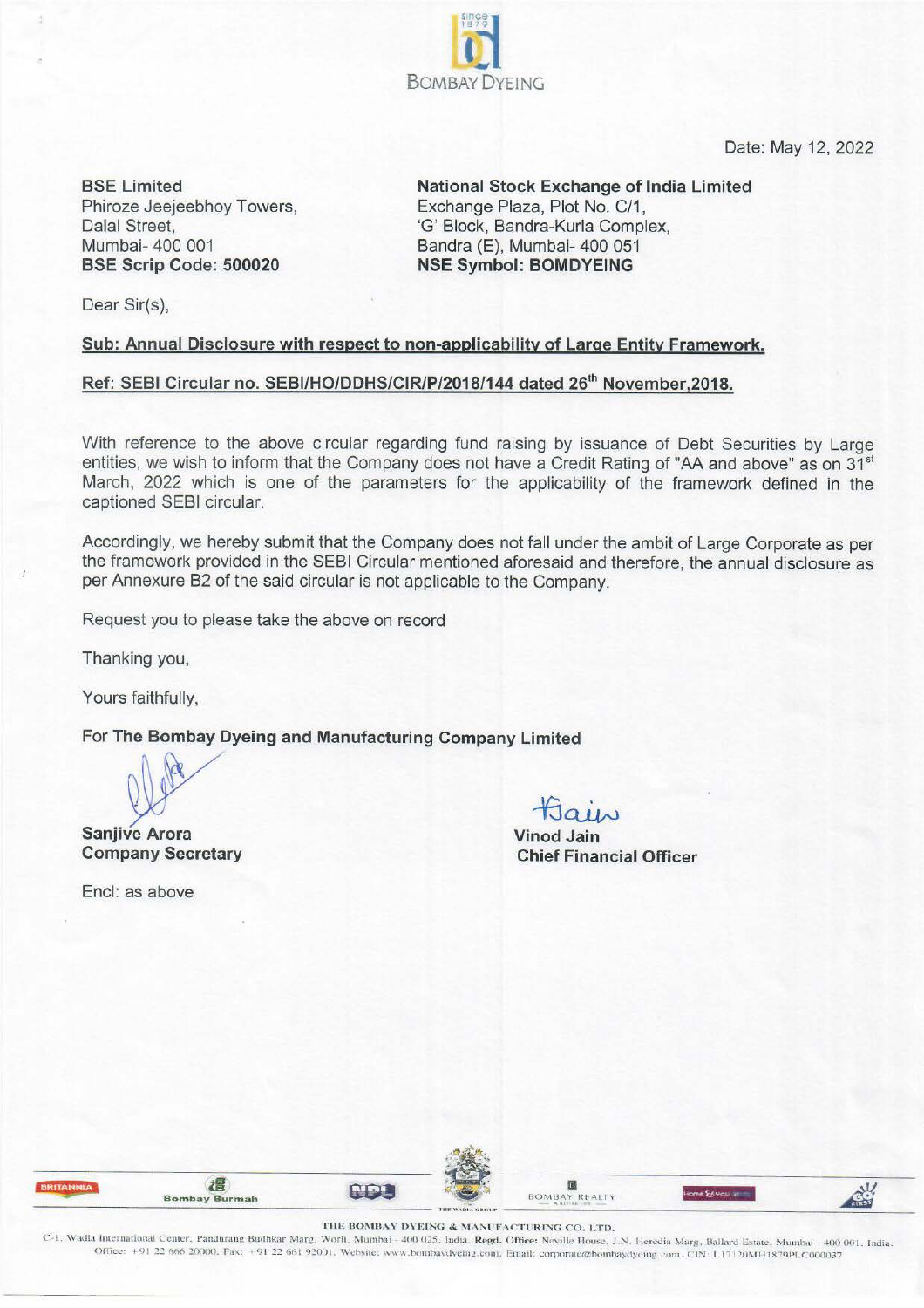Date: May 12, 2022

**BSE Limited**
Phiroze Jeejeebhoy Towers,
Dalal Street,
Mumbai- 400 001
**BSE Scrip Code: 500020**

**National Stock Exchange of India Limited**
Exchange Plaza, Plot No. C/1,
'G' Block, Bandra-Kurla Complex,
Bandra (E), Mumbai- 400 051
**NSE Symbol: BOMDYEING**

Dear Sir(s),

**Sub: Annual Disclosure with respect to non-applicability of Large Entity Framework.**

**Ref: SEBI Circular no. SEBI/HO/DDHS/CIR/P/2018/144 dated 26th November,2018.**

With reference to the above circular regarding fund raising by issuance of Debt Securities by Large entities, we wish to inform that the Company does not have a Credit Rating of "AA and above" as on 31st March, 2022 which is one of the parameters for the applicability of the framework defined in the captioned SEBI circular.

Accordingly, we hereby submit that the Company does not fall under the ambit of Large Corporate as per the framework provided in the SEBI Circular mentioned aforesaid and therefore, the annual disclosure as per Annexure B2 of the said circular is not applicable to the Company.

Request you to please take the above on record

Thanking you,

Yours faithfully,

For **The Bombay Dyeing and Manufacturing Company Limited**

**Sanjive Arora**
**Company Secretary**

**Vinod Jain**
**Chief Financial Officer**

Encl: as above

THE BOMBAY DYEING & MANUFACTURING CO. LTD.
C-1, Wadia International Center, Pandurang Budhkar Marg, Worli, Mumbai - 400 025, India. **Regd. Office:** Neville House, J.N. Heredia Marg, Ballard Estate, Mumbai - 400 001, India. Office: +91 22 666 20000. Fax: +91 22 661 92001. Website: www.bombaydyeing.com. Email: corporate@bombaydyeing.com. CIN: L17120MH1879PLC000037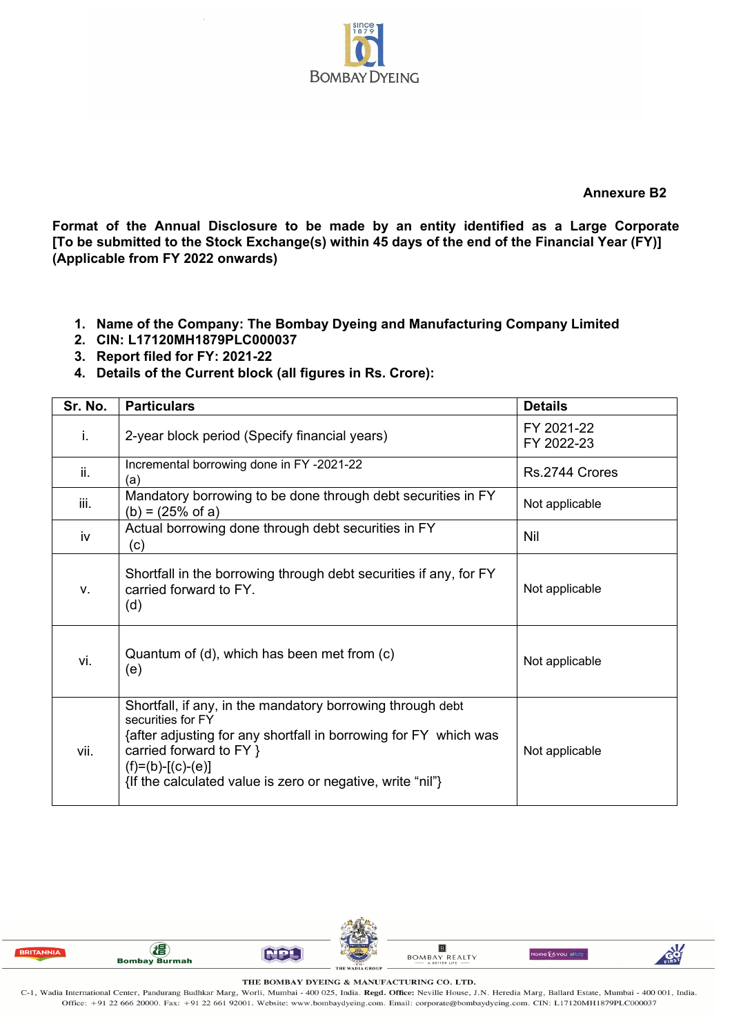**Annexure B2**

**Format of the Annual Disclosure to be made by an entity identified as a Large Corporate [To be submitted to the Stock Exchange(s) within 45 days of the end of the Financial Year (FY)] (Applicable from FY 2022 onwards)**

1. **Name of the Company: The Bombay Dyeing and Manufacturing Company Limited**
2. **CIN: L17120MH1879PLC000037**
3. **Report filed for FY: 2021-22**
4. **Details of the Current block (all figures in Rs. Crore):**

| Sr. No. | Particulars | Details |
|---|---|---|
| i. | 2-year block period (Specify financial years) | FY 2021-22<br>FY 2022-23 |
| ii. | Incremental borrowing done in FY -2021-22<br>(a) | Rs.2744 Crores |
| iii. | Mandatory borrowing to be done through debt securities in FY<br>(b) = (25% of a) | Not applicable |
| iv | Actual borrowing done through debt securities in FY<br>(c) | Nil |
| v. | Shortfall in the borrowing through debt securities if any, for FY carried forward to FY.<br>(d) | Not applicable |
| vi. | Quantum of (d), which has been met from (c)<br>(e) | Not applicable |
| vii. | Shortfall, if any, in the mandatory borrowing through debt securities for FY<br>{after adjusting for any shortfall in borrowing for FY which was carried forward to FY }<br>(f)=(b)-[(c)-(e)]<br>{If the calculated value is zero or negative, write "nil"} | Not applicable |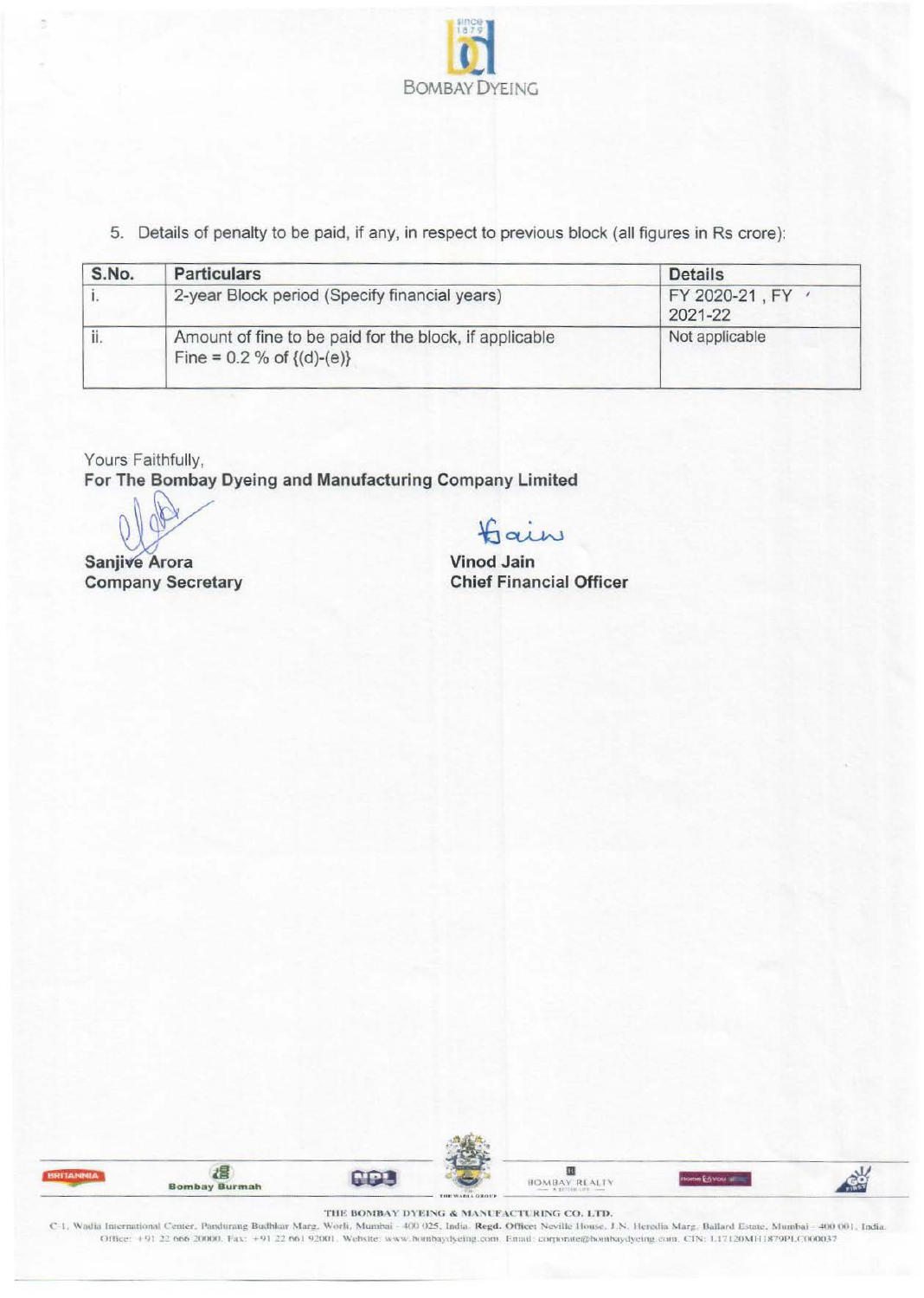5. Details of penalty to be paid, if any, in respect to previous block (all figures in Rs crore):

| S.No. | Particulars | Details |
|---|---|---|
| i. | 2-year Block period (Specify financial years) | FY 2020-21 , FY 2021-22 |
| ii. | Amount of fine to be paid for the block, if applicable<br>Fine = 0.2 % of {(d)-(e)} | Not applicable |

Yours Faithfully,

**For The Bombay Dyeing and Manufacturing Company Limited**

**Sanjive Arora**
**Company Secretary**

**Vinod Jain**
**Chief Financial Officer**

THE BOMBAY DYEING & MANUFACTURING CO. LTD.

C-1, Wadia International Center, Pandurang Budhkar Marg, Worli, Mumbai - 400 025, India. **Regd. Office:** Neville House, J.N. Heredia Marg, Ballard Estate, Mumbai - 400 001, India.
Office: +91 22 666 20000. Fax: +91 22 661 92001. Website: www.bombaydyeing.com. Email: corporate@bombaydyeing.com. CIN: L17120MH1879PLC000037